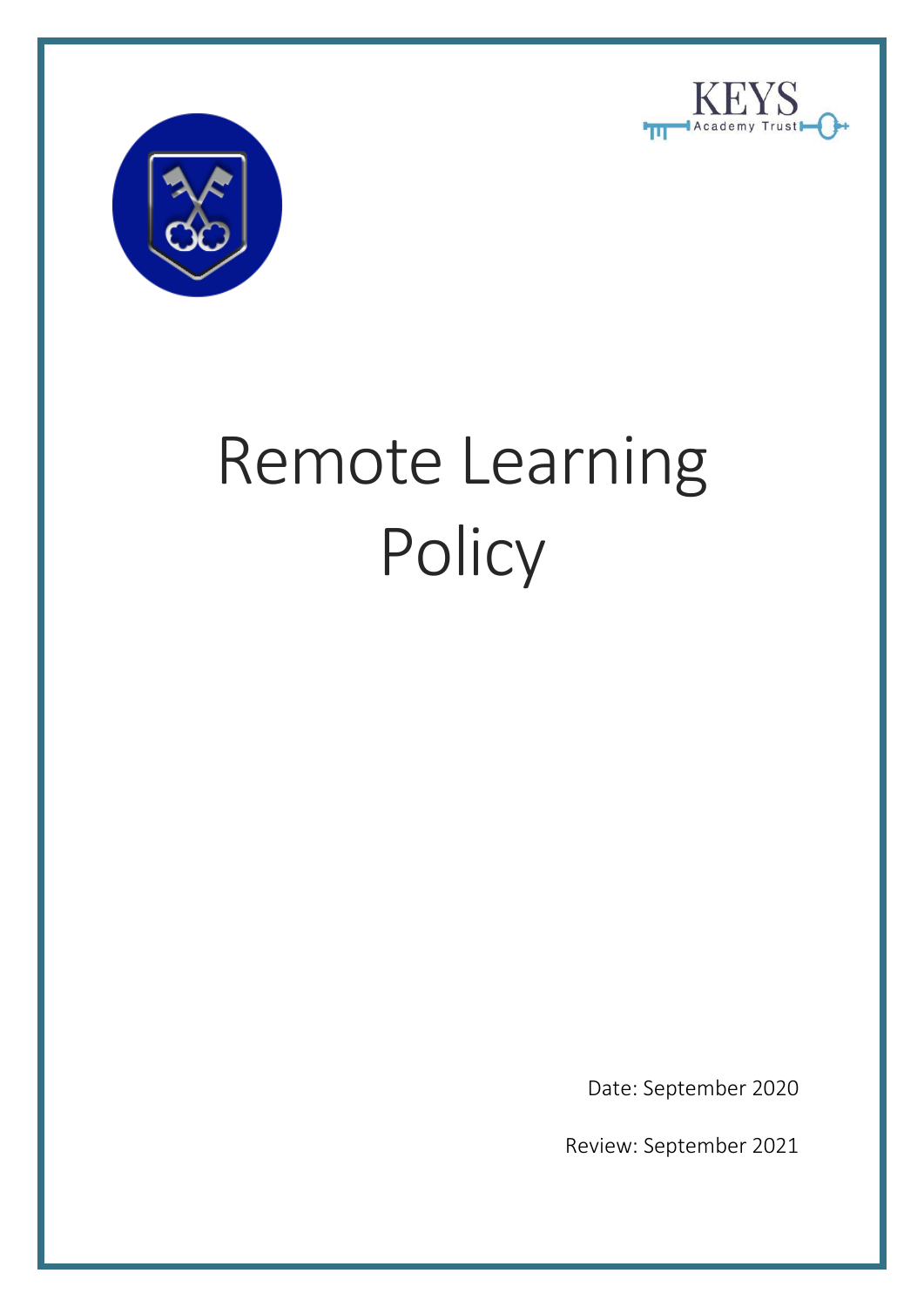KEYS
Academy Trust

# Remote Learning Policy

Date: September 2020

Review: September 2021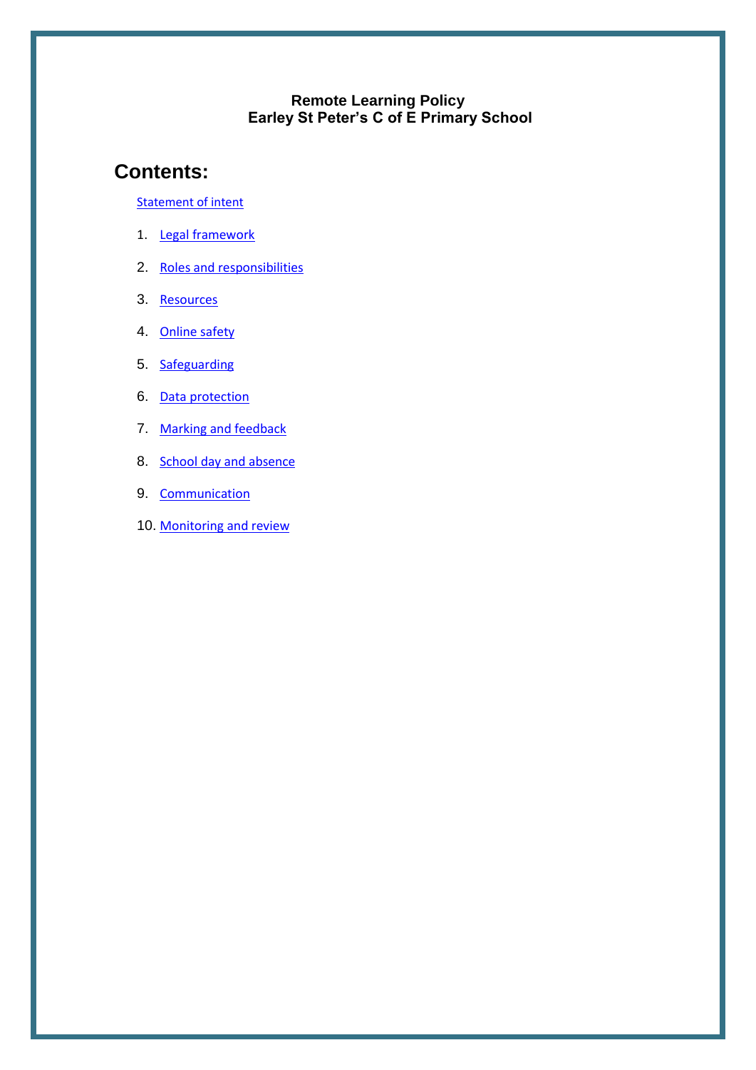**Remote Learning Policy**
**Earley St Peter's C of E Primary School**

## Contents:

Statement of intent

1. Legal framework
2. Roles and responsibilities
3. Resources
4. Online safety
5. Safeguarding
6. Data protection
7. Marking and feedback
8. School day and absence
9. Communication
10. Monitoring and review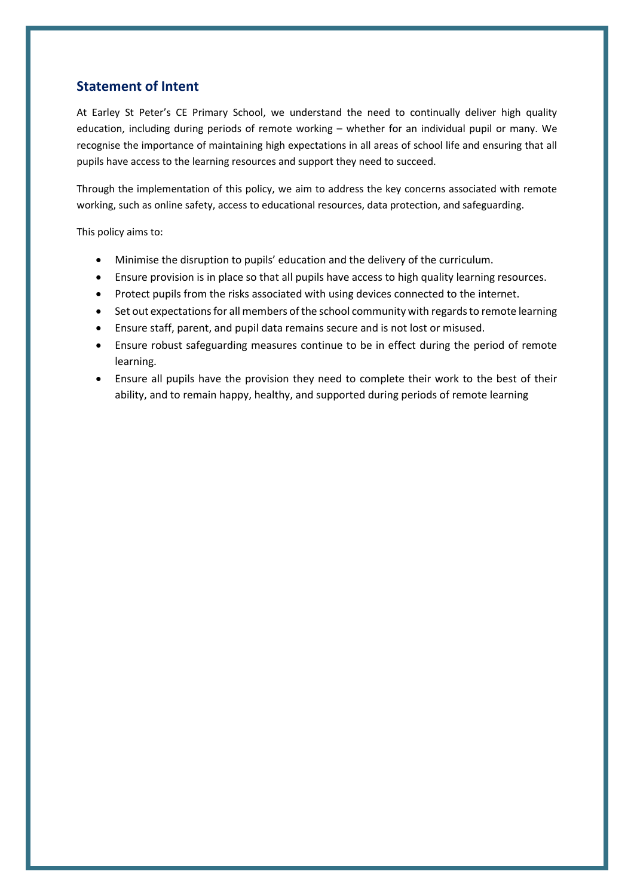## Statement of Intent

At Earley St Peter's CE Primary School, we understand the need to continually deliver high quality education, including during periods of remote working – whether for an individual pupil or many. We recognise the importance of maintaining high expectations in all areas of school life and ensuring that all pupils have access to the learning resources and support they need to succeed.

Through the implementation of this policy, we aim to address the key concerns associated with remote working, such as online safety, access to educational resources, data protection, and safeguarding.

This policy aims to:

- Minimise the disruption to pupils' education and the delivery of the curriculum.
- Ensure provision is in place so that all pupils have access to high quality learning resources.
- Protect pupils from the risks associated with using devices connected to the internet.
- Set out expectations for all members of the school community with regards to remote learning
- Ensure staff, parent, and pupil data remains secure and is not lost or misused.
- Ensure robust safeguarding measures continue to be in effect during the period of remote learning.
- Ensure all pupils have the provision they need to complete their work to the best of their ability, and to remain happy, healthy, and supported during periods of remote learning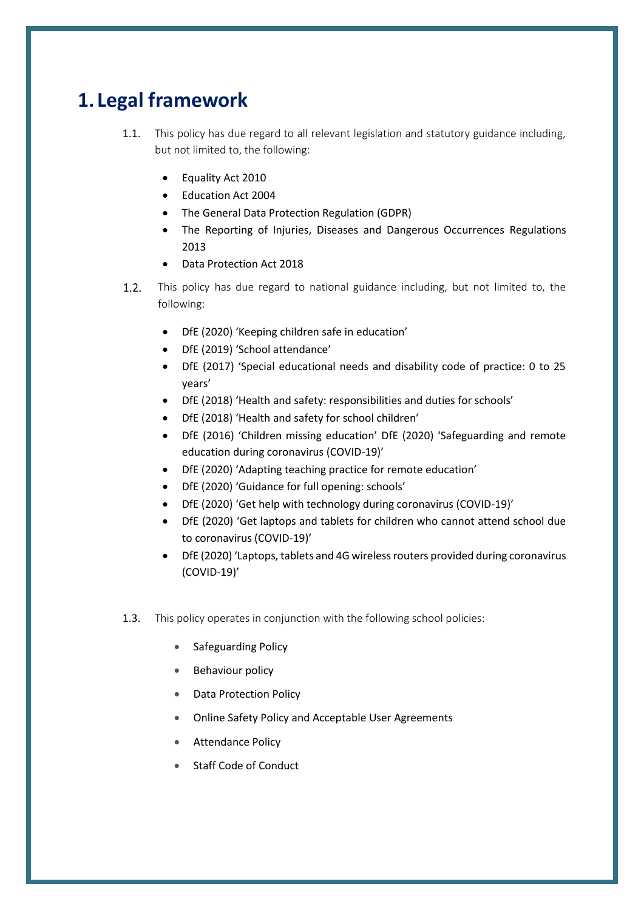# 1. Legal framework

1.1. This policy has due regard to all relevant legislation and statutory guidance including, but not limited to, the following:

- Equality Act 2010
- Education Act 2004
- The General Data Protection Regulation (GDPR)
- The Reporting of Injuries, Diseases and Dangerous Occurrences Regulations 2013
- Data Protection Act 2018

1.2. This policy has due regard to national guidance including, but not limited to, the following:

- DfE (2020) 'Keeping children safe in education'
- DfE (2019) 'School attendance'
- DfE (2017) 'Special educational needs and disability code of practice: 0 to 25 years'
- DfE (2018) 'Health and safety: responsibilities and duties for schools'
- DfE (2018) 'Health and safety for school children'
- DfE (2016) 'Children missing education' DfE (2020) 'Safeguarding and remote education during coronavirus (COVID-19)'
- DfE (2020) 'Adapting teaching practice for remote education'
- DfE (2020) 'Guidance for full opening: schools'
- DfE (2020) 'Get help with technology during coronavirus (COVID-19)'
- DfE (2020) 'Get laptops and tablets for children who cannot attend school due to coronavirus (COVID-19)'
- DfE (2020) 'Laptops, tablets and 4G wireless routers provided during coronavirus (COVID-19)'

1.3. This policy operates in conjunction with the following school policies:

- Safeguarding Policy
- Behaviour policy
- Data Protection Policy
- Online Safety Policy and Acceptable User Agreements
- Attendance Policy
- Staff Code of Conduct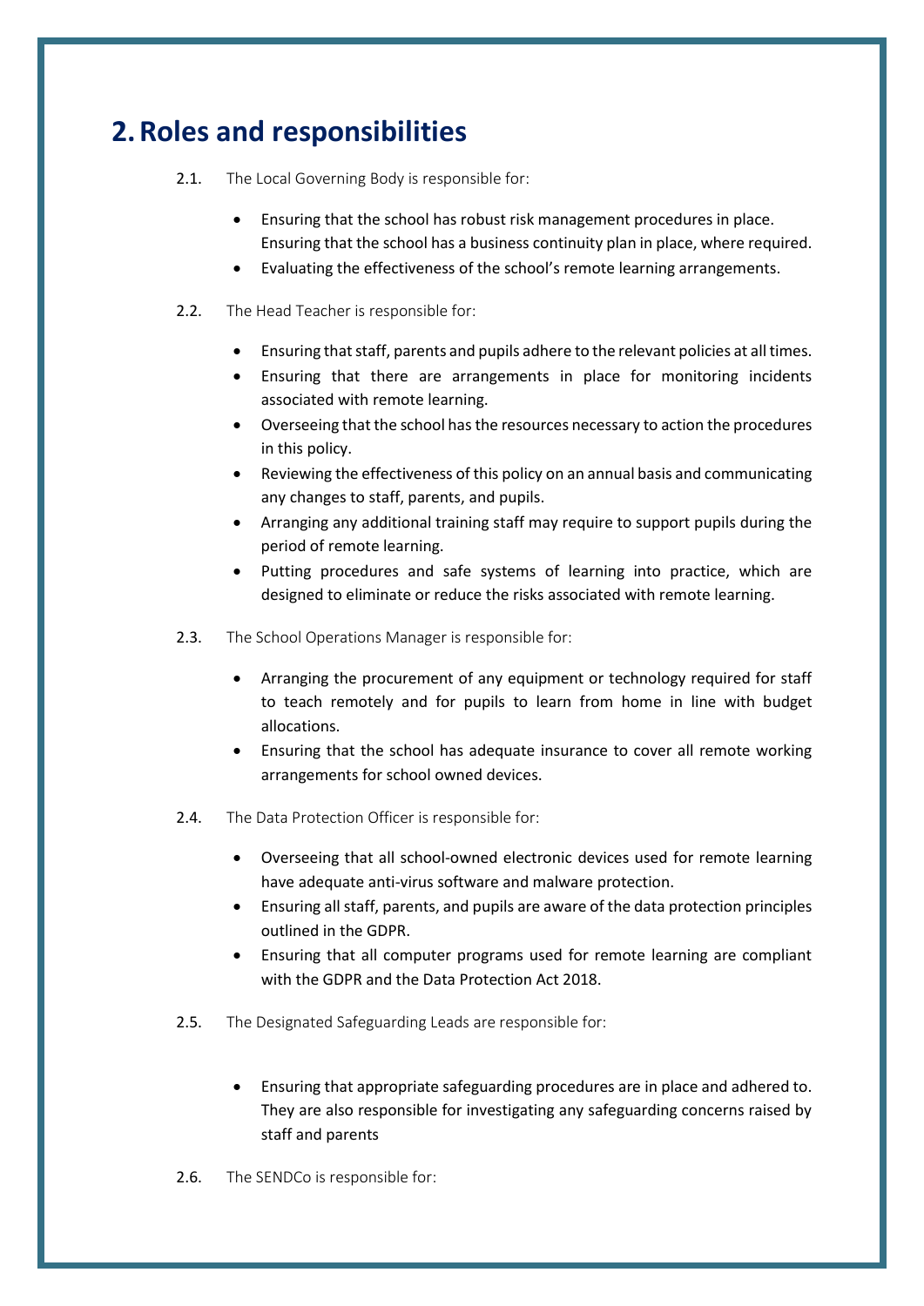## 2. Roles and responsibilities

2.1. The Local Governing Body is responsible for:

- Ensuring that the school has robust risk management procedures in place. Ensuring that the school has a business continuity plan in place, where required.
- Evaluating the effectiveness of the school's remote learning arrangements.

2.2. The Head Teacher is responsible for:

- Ensuring that staff, parents and pupils adhere to the relevant policies at all times.
- Ensuring that there are arrangements in place for monitoring incidents associated with remote learning.
- Overseeing that the school has the resources necessary to action the procedures in this policy.
- Reviewing the effectiveness of this policy on an annual basis and communicating any changes to staff, parents, and pupils.
- Arranging any additional training staff may require to support pupils during the period of remote learning.
- Putting procedures and safe systems of learning into practice, which are designed to eliminate or reduce the risks associated with remote learning.

2.3. The School Operations Manager is responsible for:

- Arranging the procurement of any equipment or technology required for staff to teach remotely and for pupils to learn from home in line with budget allocations.
- Ensuring that the school has adequate insurance to cover all remote working arrangements for school owned devices.

2.4. The Data Protection Officer is responsible for:

- Overseeing that all school-owned electronic devices used for remote learning have adequate anti-virus software and malware protection.
- Ensuring all staff, parents, and pupils are aware of the data protection principles outlined in the GDPR.
- Ensuring that all computer programs used for remote learning are compliant with the GDPR and the Data Protection Act 2018.

2.5. The Designated Safeguarding Leads are responsible for:

- Ensuring that appropriate safeguarding procedures are in place and adhered to. They are also responsible for investigating any safeguarding concerns raised by staff and parents

2.6. The SENDCo is responsible for: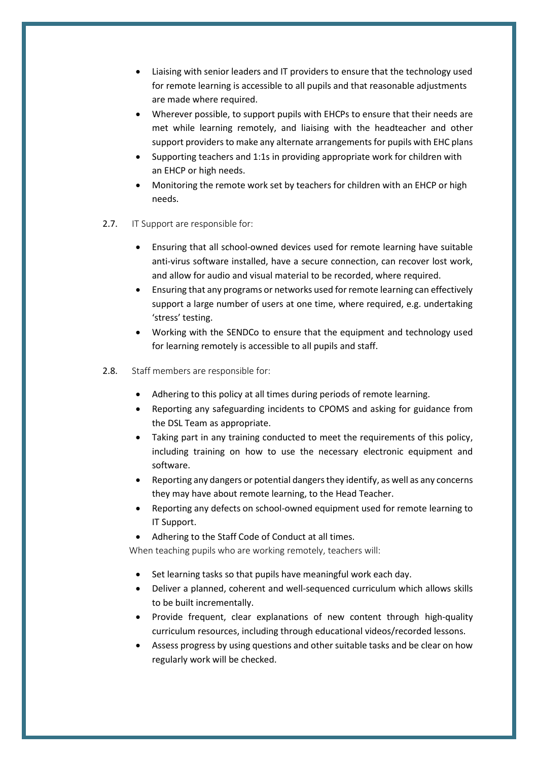- Liaising with senior leaders and IT providers to ensure that the technology used for remote learning is accessible to all pupils and that reasonable adjustments are made where required.
- Wherever possible, to support pupils with EHCPs to ensure that their needs are met while learning remotely, and liaising with the headteacher and other support providers to make any alternate arrangements for pupils with EHC plans
- Supporting teachers and 1:1s in providing appropriate work for children with an EHCP or high needs.
- Monitoring the remote work set by teachers for children with an EHCP or high needs.

2.7. IT Support are responsible for:

- Ensuring that all school-owned devices used for remote learning have suitable anti-virus software installed, have a secure connection, can recover lost work, and allow for audio and visual material to be recorded, where required.
- Ensuring that any programs or networks used for remote learning can effectively support a large number of users at one time, where required, e.g. undertaking 'stress' testing.
- Working with the SENDCo to ensure that the equipment and technology used for learning remotely is accessible to all pupils and staff.

2.8. Staff members are responsible for:

- Adhering to this policy at all times during periods of remote learning.
- Reporting any safeguarding incidents to CPOMS and asking for guidance from the DSL Team as appropriate.
- Taking part in any training conducted to meet the requirements of this policy, including training on how to use the necessary electronic equipment and software.
- Reporting any dangers or potential dangers they identify, as well as any concerns they may have about remote learning, to the Head Teacher.
- Reporting any defects on school-owned equipment used for remote learning to IT Support.
- Adhering to the Staff Code of Conduct at all times.

When teaching pupils who are working remotely, teachers will:

- Set learning tasks so that pupils have meaningful work each day.
- Deliver a planned, coherent and well-sequenced curriculum which allows skills to be built incrementally.
- Provide frequent, clear explanations of new content through high-quality curriculum resources, including through educational videos/recorded lessons.
- Assess progress by using questions and other suitable tasks and be clear on how regularly work will be checked.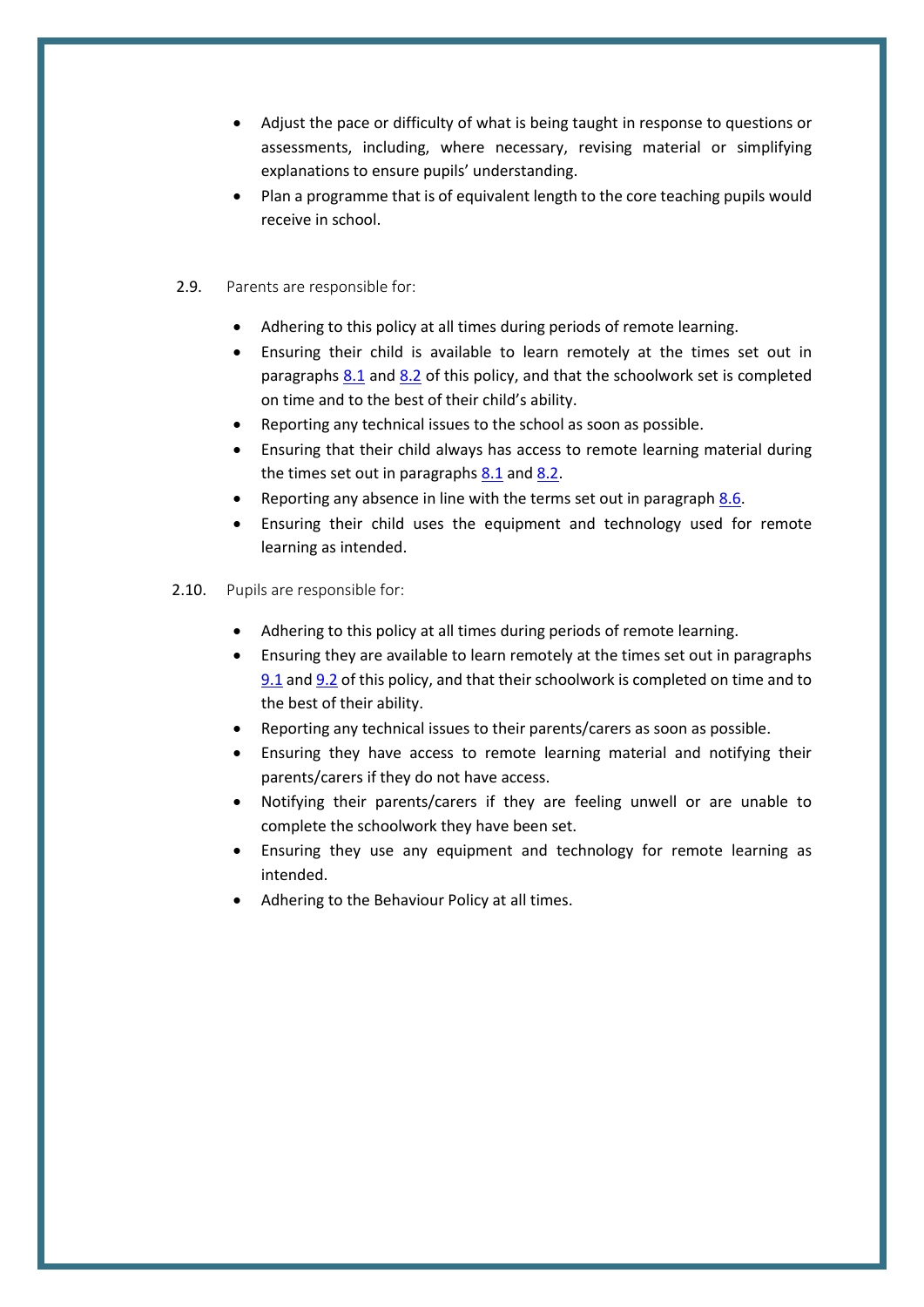- Adjust the pace or difficulty of what is being taught in response to questions or assessments, including, where necessary, revising material or simplifying explanations to ensure pupils' understanding.
- Plan a programme that is of equivalent length to the core teaching pupils would receive in school.

2.9. Parents are responsible for:

- Adhering to this policy at all times during periods of remote learning.
- Ensuring their child is available to learn remotely at the times set out in paragraphs 8.1 and 8.2 of this policy, and that the schoolwork set is completed on time and to the best of their child's ability.
- Reporting any technical issues to the school as soon as possible.
- Ensuring that their child always has access to remote learning material during the times set out in paragraphs 8.1 and 8.2.
- Reporting any absence in line with the terms set out in paragraph 8.6.
- Ensuring their child uses the equipment and technology used for remote learning as intended.

2.10. Pupils are responsible for:

- Adhering to this policy at all times during periods of remote learning.
- Ensuring they are available to learn remotely at the times set out in paragraphs 9.1 and 9.2 of this policy, and that their schoolwork is completed on time and to the best of their ability.
- Reporting any technical issues to their parents/carers as soon as possible.
- Ensuring they have access to remote learning material and notifying their parents/carers if they do not have access.
- Notifying their parents/carers if they are feeling unwell or are unable to complete the schoolwork they have been set.
- Ensuring they use any equipment and technology for remote learning as intended.
- Adhering to the Behaviour Policy at all times.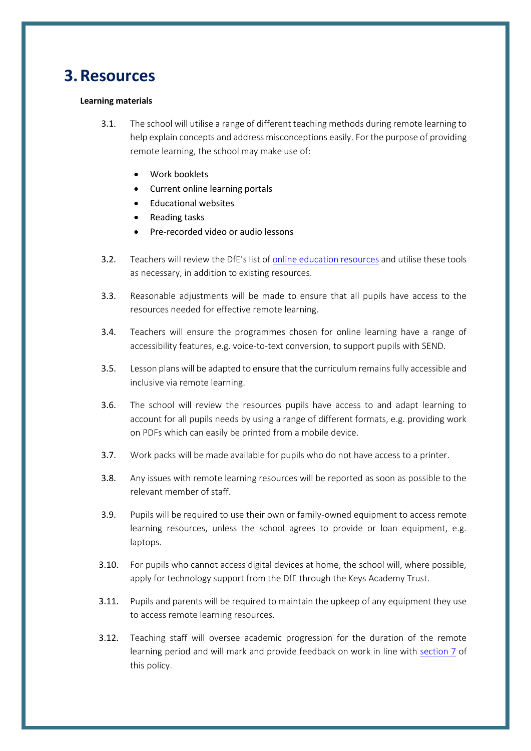# 3. Resources

**Learning materials**

3.1. The school will utilise a range of different teaching methods during remote learning to help explain concepts and address misconceptions easily. For the purpose of providing remote learning, the school may make use of:

- Work booklets
- Current online learning portals
- Educational websites
- Reading tasks
- Pre-recorded video or audio lessons

3.2. Teachers will review the DfE's list of [online education resources]() and utilise these tools as necessary, in addition to existing resources.

3.3. Reasonable adjustments will be made to ensure that all pupils have access to the resources needed for effective remote learning.

3.4. Teachers will ensure the programmes chosen for online learning have a range of accessibility features, e.g. voice-to-text conversion, to support pupils with SEND.

3.5. Lesson plans will be adapted to ensure that the curriculum remains fully accessible and inclusive via remote learning.

3.6. The school will review the resources pupils have access to and adapt learning to account for all pupils needs by using a range of different formats, e.g. providing work on PDFs which can easily be printed from a mobile device.

3.7. Work packs will be made available for pupils who do not have access to a printer.

3.8. Any issues with remote learning resources will be reported as soon as possible to the relevant member of staff.

3.9. Pupils will be required to use their own or family-owned equipment to access remote learning resources, unless the school agrees to provide or loan equipment, e.g. laptops.

3.10. For pupils who cannot access digital devices at home, the school will, where possible, apply for technology support from the DfE through the Keys Academy Trust.

3.11. Pupils and parents will be required to maintain the upkeep of any equipment they use to access remote learning resources.

3.12. Teaching staff will oversee academic progression for the duration of the remote learning period and will mark and provide feedback on work in line with [section 7]() of this policy.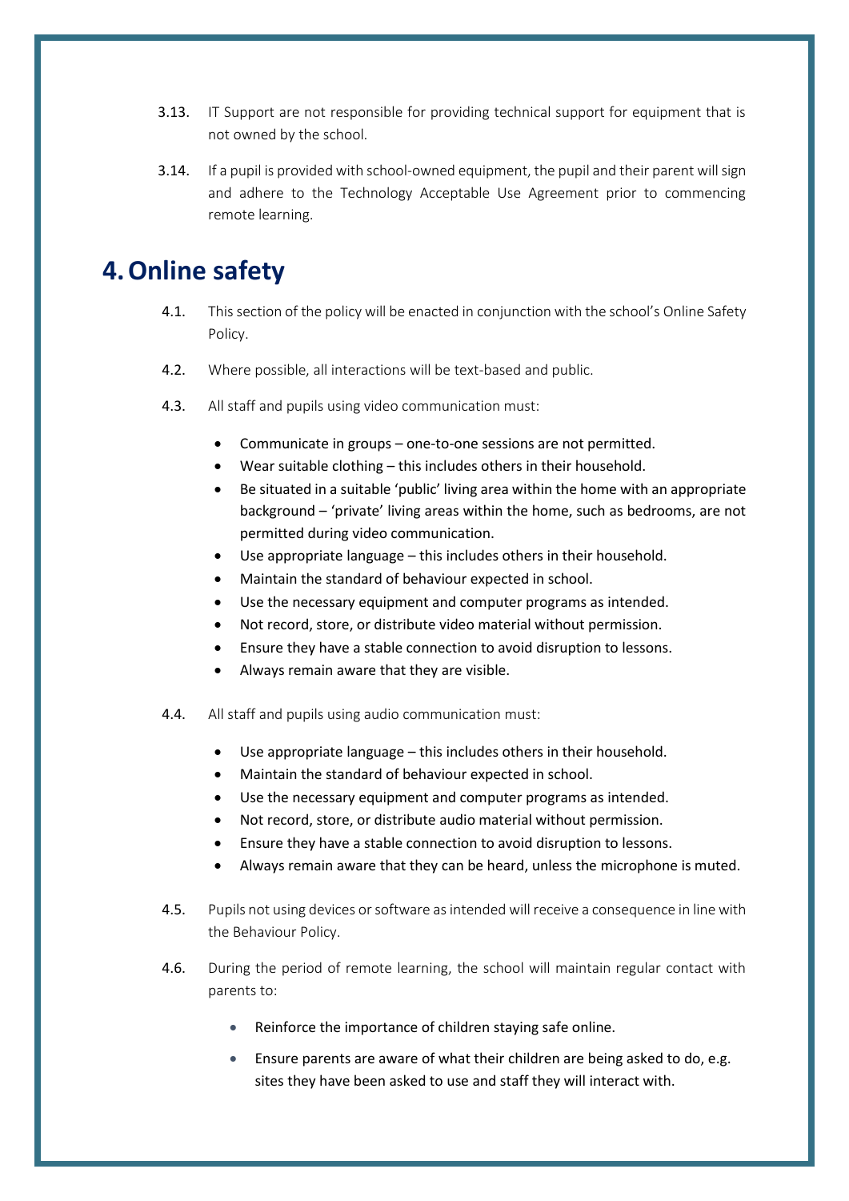3.13. IT Support are not responsible for providing technical support for equipment that is not owned by the school.

3.14. If a pupil is provided with school-owned equipment, the pupil and their parent will sign and adhere to the Technology Acceptable Use Agreement prior to commencing remote learning.

# 4. Online safety

4.1. This section of the policy will be enacted in conjunction with the school's Online Safety Policy.

4.2. Where possible, all interactions will be text-based and public.

4.3. All staff and pupils using video communication must:

- Communicate in groups – one-to-one sessions are not permitted.
- Wear suitable clothing – this includes others in their household.
- Be situated in a suitable 'public' living area within the home with an appropriate background – 'private' living areas within the home, such as bedrooms, are not permitted during video communication.
- Use appropriate language – this includes others in their household.
- Maintain the standard of behaviour expected in school.
- Use the necessary equipment and computer programs as intended.
- Not record, store, or distribute video material without permission.
- Ensure they have a stable connection to avoid disruption to lessons.
- Always remain aware that they are visible.

4.4. All staff and pupils using audio communication must:

- Use appropriate language – this includes others in their household.
- Maintain the standard of behaviour expected in school.
- Use the necessary equipment and computer programs as intended.
- Not record, store, or distribute audio material without permission.
- Ensure they have a stable connection to avoid disruption to lessons.
- Always remain aware that they can be heard, unless the microphone is muted.

4.5. Pupils not using devices or software as intended will receive a consequence in line with the Behaviour Policy.

4.6. During the period of remote learning, the school will maintain regular contact with parents to:

- Reinforce the importance of children staying safe online.
- Ensure parents are aware of what their children are being asked to do, e.g. sites they have been asked to use and staff they will interact with.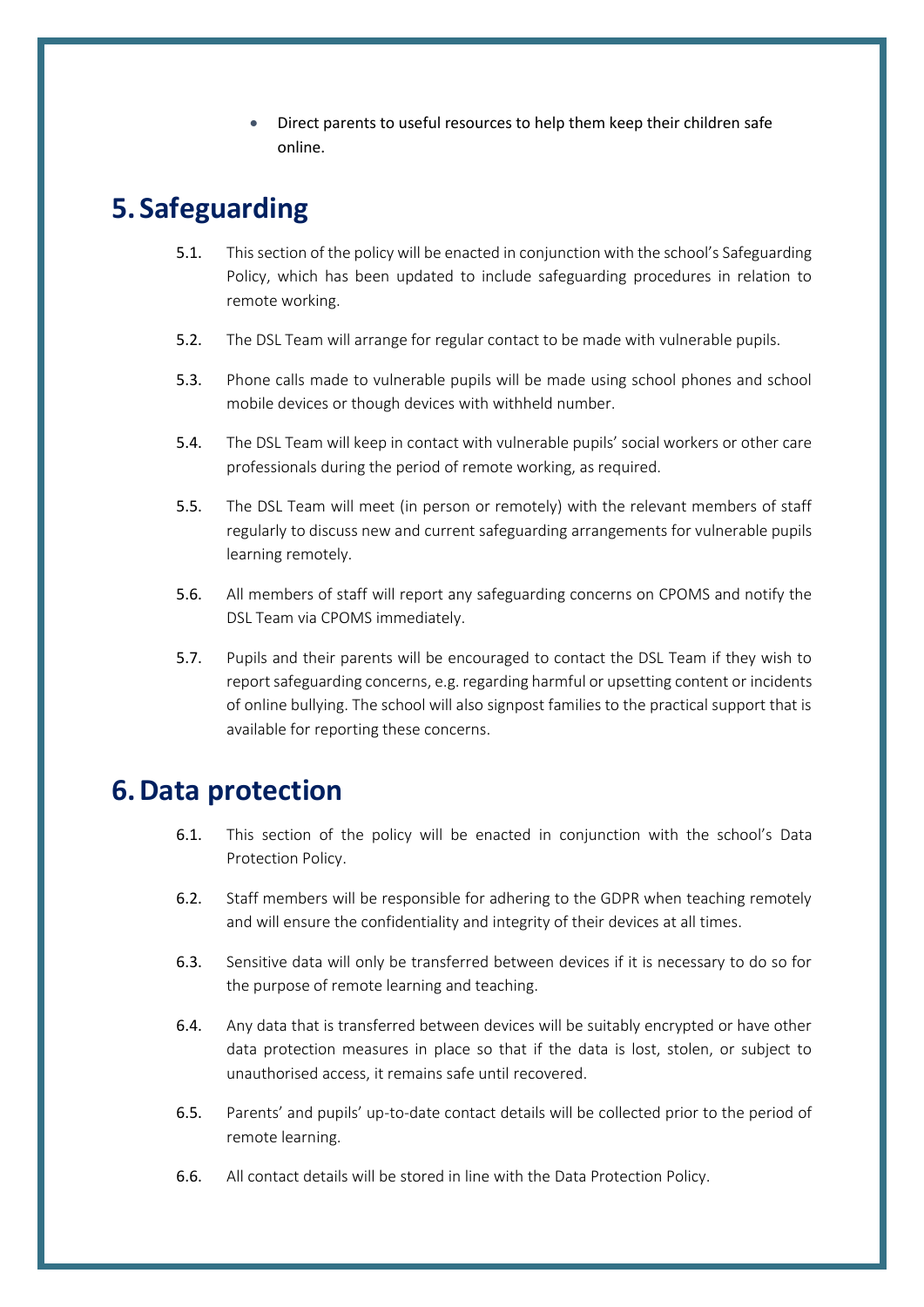- Direct parents to useful resources to help them keep their children safe online.

# 5. Safeguarding

5.1. This section of the policy will be enacted in conjunction with the school's Safeguarding Policy, which has been updated to include safeguarding procedures in relation to remote working.

5.2. The DSL Team will arrange for regular contact to be made with vulnerable pupils.

5.3. Phone calls made to vulnerable pupils will be made using school phones and school mobile devices or though devices with withheld number.

5.4. The DSL Team will keep in contact with vulnerable pupils' social workers or other care professionals during the period of remote working, as required.

5.5. The DSL Team will meet (in person or remotely) with the relevant members of staff regularly to discuss new and current safeguarding arrangements for vulnerable pupils learning remotely.

5.6. All members of staff will report any safeguarding concerns on CPOMS and notify the DSL Team via CPOMS immediately.

5.7. Pupils and their parents will be encouraged to contact the DSL Team if they wish to report safeguarding concerns, e.g. regarding harmful or upsetting content or incidents of online bullying. The school will also signpost families to the practical support that is available for reporting these concerns.

# 6. Data protection

6.1. This section of the policy will be enacted in conjunction with the school's Data Protection Policy.

6.2. Staff members will be responsible for adhering to the GDPR when teaching remotely and will ensure the confidentiality and integrity of their devices at all times.

6.3. Sensitive data will only be transferred between devices if it is necessary to do so for the purpose of remote learning and teaching.

6.4. Any data that is transferred between devices will be suitably encrypted or have other data protection measures in place so that if the data is lost, stolen, or subject to unauthorised access, it remains safe until recovered.

6.5. Parents' and pupils' up-to-date contact details will be collected prior to the period of remote learning.

6.6. All contact details will be stored in line with the Data Protection Policy.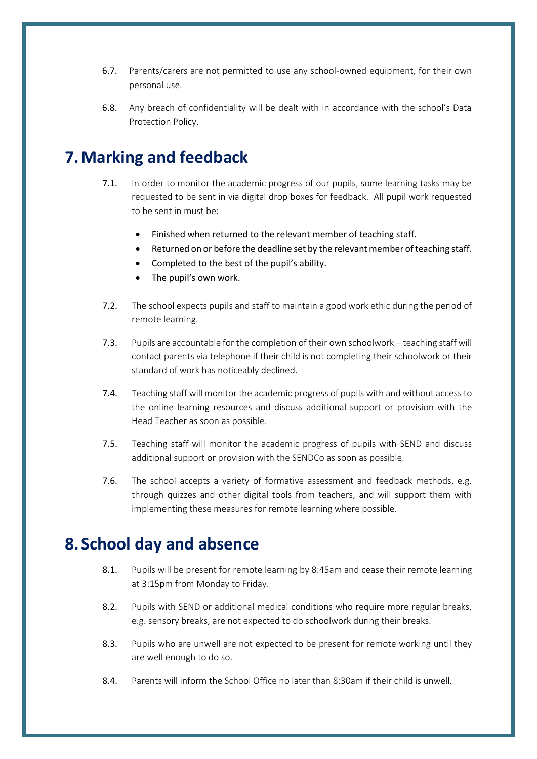6.7. Parents/carers are not permitted to use any school-owned equipment, for their own personal use.

6.8. Any breach of confidentiality will be dealt with in accordance with the school's Data Protection Policy.

# 7. Marking and feedback

7.1. In order to monitor the academic progress of our pupils, some learning tasks may be requested to be sent in via digital drop boxes for feedback. All pupil work requested to be sent in must be:

- Finished when returned to the relevant member of teaching staff.
- Returned on or before the deadline set by the relevant member of teaching staff.
- Completed to the best of the pupil's ability.
- The pupil's own work.

7.2. The school expects pupils and staff to maintain a good work ethic during the period of remote learning.

7.3. Pupils are accountable for the completion of their own schoolwork – teaching staff will contact parents via telephone if their child is not completing their schoolwork or their standard of work has noticeably declined.

7.4. Teaching staff will monitor the academic progress of pupils with and without access to the online learning resources and discuss additional support or provision with the Head Teacher as soon as possible.

7.5. Teaching staff will monitor the academic progress of pupils with SEND and discuss additional support or provision with the SENDCo as soon as possible.

7.6. The school accepts a variety of formative assessment and feedback methods, e.g. through quizzes and other digital tools from teachers, and will support them with implementing these measures for remote learning where possible.

# 8. School day and absence

8.1. Pupils will be present for remote learning by 8:45am and cease their remote learning at 3:15pm from Monday to Friday.

8.2. Pupils with SEND or additional medical conditions who require more regular breaks, e.g. sensory breaks, are not expected to do schoolwork during their breaks.

8.3. Pupils who are unwell are not expected to be present for remote working until they are well enough to do so.

8.4. Parents will inform the School Office no later than 8:30am if their child is unwell.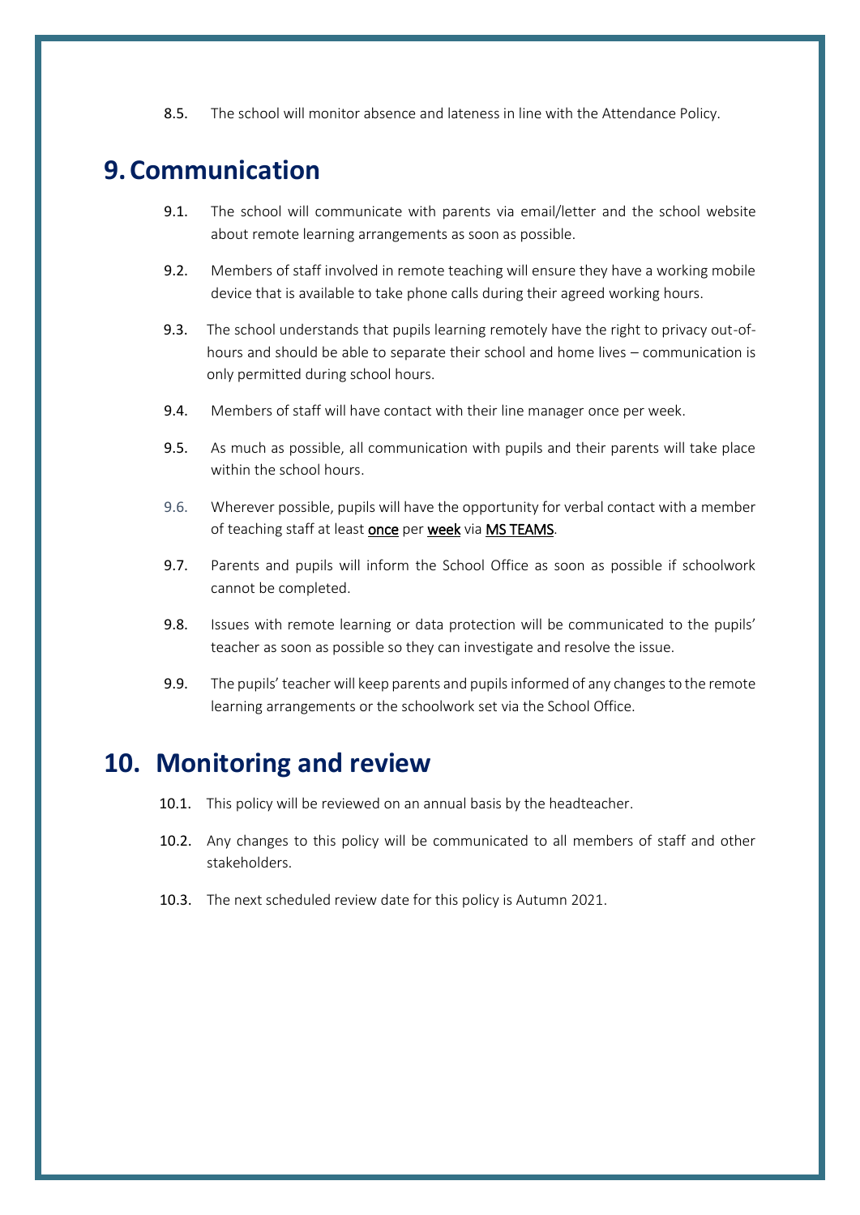8.5. The school will monitor absence and lateness in line with the Attendance Policy.

# 9. Communication

9.1. The school will communicate with parents via email/letter and the school website about remote learning arrangements as soon as possible.

9.2. Members of staff involved in remote teaching will ensure they have a working mobile device that is available to take phone calls during their agreed working hours.

9.3. The school understands that pupils learning remotely have the right to privacy out-of-hours and should be able to separate their school and home lives – communication is only permitted during school hours.

9.4. Members of staff will have contact with their line manager once per week.

9.5. As much as possible, all communication with pupils and their parents will take place within the school hours.

9.6. Wherever possible, pupils will have the opportunity for verbal contact with a member of teaching staff at least once per week via MS TEAMS.

9.7. Parents and pupils will inform the School Office as soon as possible if schoolwork cannot be completed.

9.8. Issues with remote learning or data protection will be communicated to the pupils' teacher as soon as possible so they can investigate and resolve the issue.

9.9. The pupils' teacher will keep parents and pupils informed of any changes to the remote learning arrangements or the schoolwork set via the School Office.

# 10. Monitoring and review

10.1. This policy will be reviewed on an annual basis by the headteacher.

10.2. Any changes to this policy will be communicated to all members of staff and other stakeholders.

10.3. The next scheduled review date for this policy is Autumn 2021.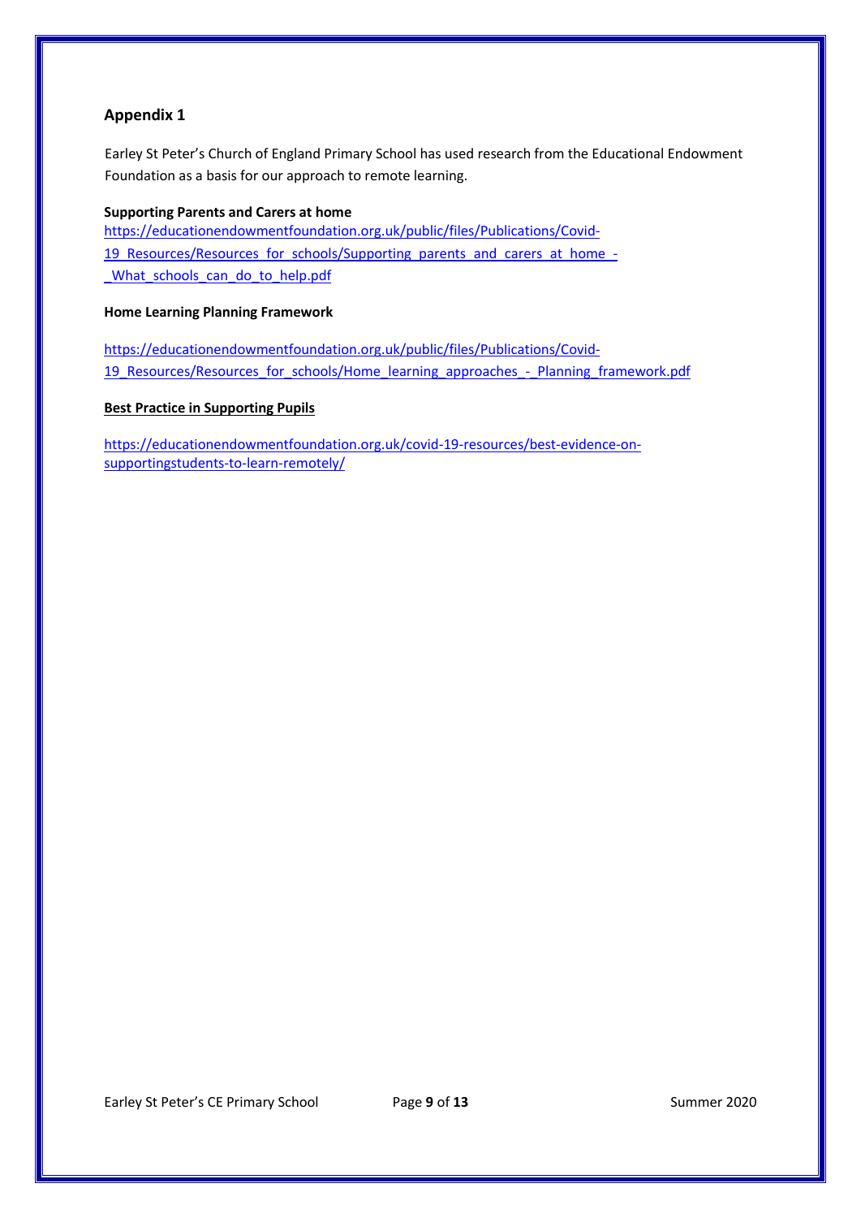## Appendix 1

Earley St Peter's Church of England Primary School has used research from the Educational Endowment Foundation as a basis for our approach to remote learning.

**Supporting Parents and Carers at home**
https://educationendowmentfoundation.org.uk/public/files/Publications/Covid-19_Resources/Resources_for_schools/Supporting_parents_and_carers_at_home_-_What_schools_can_do_to_help.pdf

**Home Learning Planning Framework**

https://educationendowmentfoundation.org.uk/public/files/Publications/Covid-19_Resources/Resources_for_schools/Home_learning_approaches_-_Planning_framework.pdf

**Best Practice in Supporting Pupils**

https://educationendowmentfoundation.org.uk/covid-19-resources/best-evidence-on-supportingstudents-to-learn-remotely/